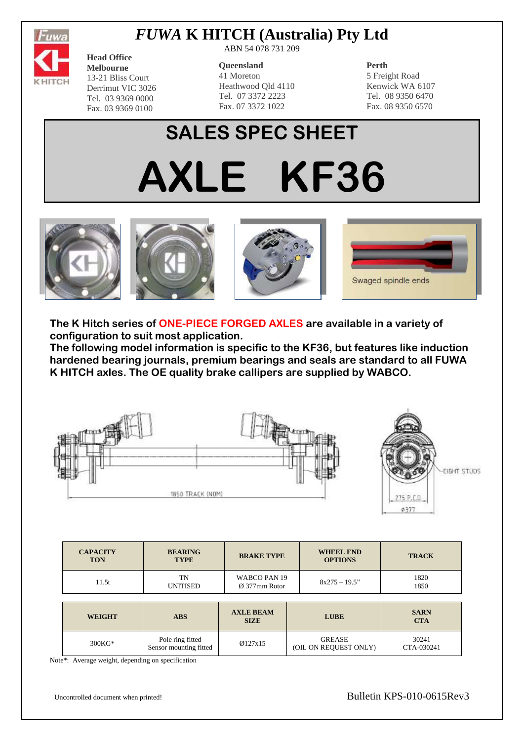# *FUWA* K HITCH (Australia) Pty Ltd

ABN 54 078 731 209

**Head Office**
**Melbourne**
13-21 Bliss Court
Derrimut VIC 3026
Tel. 03 9369 0000
Fax. 03 9369 0100

**Queensland**
41 Moreton
Heathwood Qld 4110
Tel. 07 3372 2223
Fax. 07 3372 1022

**Perth**
5 Freight Road
Kenwick WA 6107
Tel. 08 9350 6470
Fax. 08 9350 6570

## SALES SPEC SHEET

# AXLE KF36

Swaged spindle ends

**The K Hitch series of ONE-PIECE FORGED AXLES are available in a variety of configuration to suit most application.**
**The following model information is specific to the KF36, but features like induction hardened bearing journals, premium bearings and seals are standard to all FUWA K HITCH axles. The OE quality brake callipers are supplied by WABCO.**

1850 TRACK (NOM)

EIGHT STUDS

275 P.C.D

ø377

| CAPACITY TON | BEARING TYPE | BRAKE TYPE | WHEEL END OPTIONS | TRACK |
|---|---|---|---|---|
| 11.5t | TN UNITISED | WABCO PAN 19 Ø 377mm Rotor | 8x275 – 19.5" | 1820 1850 |

| WEIGHT | ABS | AXLE BEAM SIZE | LUBE | SARN CTA |
|---|---|---|---|---|
| 300KG* | Pole ring fitted Sensor mounting fitted | Ø127x15 | GREASE (OIL ON REQUEST ONLY) | 30241 CTA-030241 |

Note*: Average weight, depending on specification

Uncontrolled document when printed!

Bulletin KPS-010-0615Rev3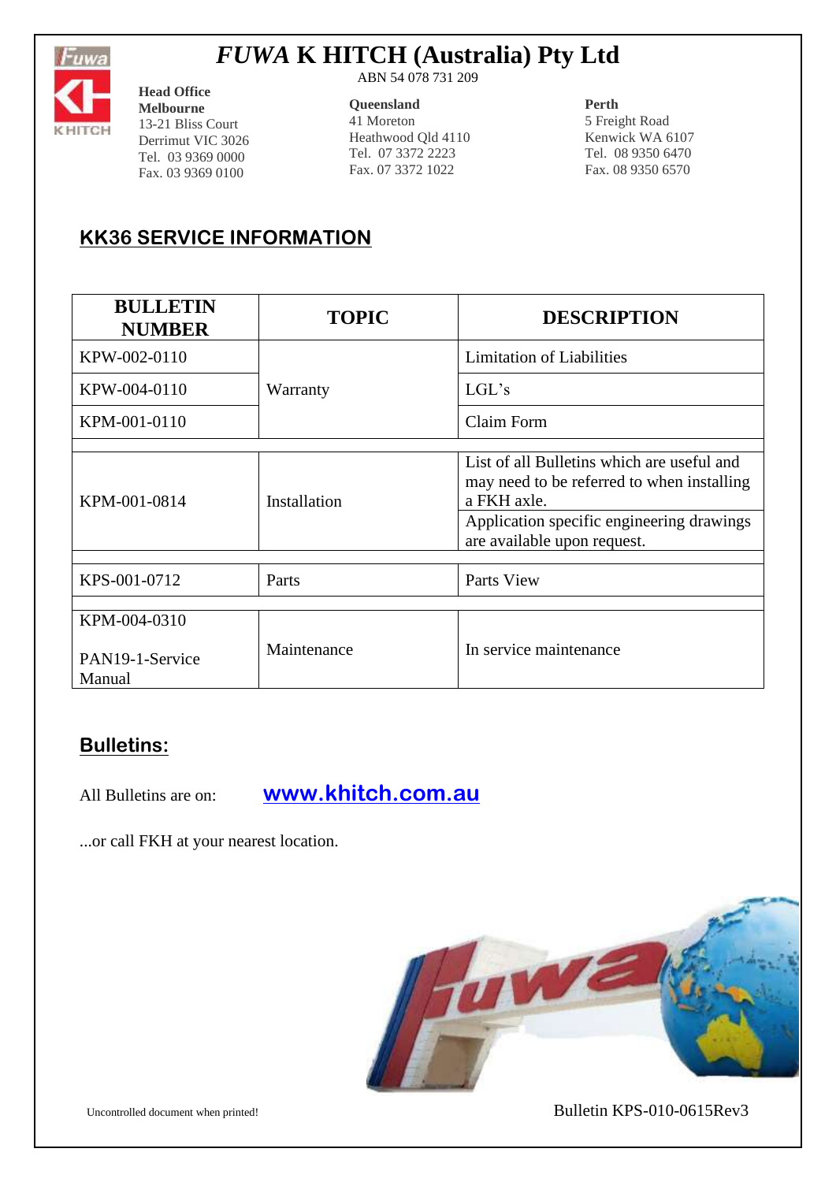# *FUWA* K HITCH (Australia) Pty Ltd

ABN 54 078 731 209

**Head Office Melbourne**
13-21 Bliss Court
Derrimut VIC 3026
Tel. 03 9369 0000
Fax. 03 9369 0100

**Queensland**
41 Moreton
Heathwood Qld 4110
Tel. 07 3372 2223
Fax. 07 3372 1022

**Perth**
5 Freight Road
Kenwick WA 6107
Tel. 08 9350 6470
Fax. 08 9350 6570

## KK36 SERVICE INFORMATION

| BULLETIN NUMBER | TOPIC | DESCRIPTION |
|---|---|---|
| KPW-002-0110 | Warranty | Limitation of Liabilities |
| KPW-004-0110 | | LGL's |
| KPM-001-0110 | | Claim Form |
| | | |
| KPM-001-0814 | Installation | List of all Bulletins which are useful and may need to be referred to when installing a FKH axle. |
| | | Application specific engineering drawings are available upon request. |
| | | |
| KPS-001-0712 | Parts | Parts View |
| | | |
| KPM-004-0310<br>PAN19-1-Service Manual | Maintenance | In service maintenance |

## Bulletins:

All Bulletins are on: **www.khitch.com.au**

...or call FKH at your nearest location.

Uncontrolled document when printed!

Bulletin KPS-010-0615Rev3